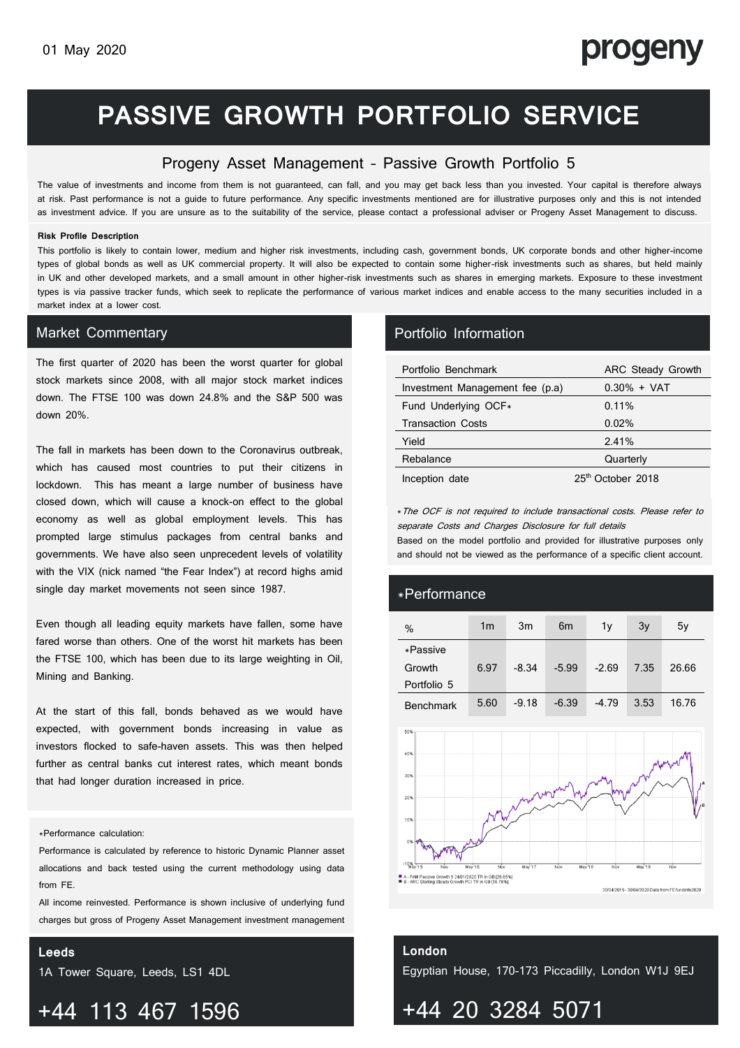01 May 2020

progeny

# PASSIVE GROWTH PORTFOLIO SERVICE

## Progeny Asset Management - Passive Growth Portfolio 5

The value of investments and income from them is not guaranteed, can fall, and you may get back less than you invested. Your capital is therefore always at risk. Past performance is not a guide to future performance. Any specific investments mentioned are for illustrative purposes only and this is not intended as investment advice. If you are unsure as to the suitability of the service, please contact a professional adviser or Progeny Asset Management to discuss.

**Risk Profile Description**

This portfolio is likely to contain lower, medium and higher risk investments, including cash, government bonds, UK corporate bonds and other higher-income types of global bonds as well as UK commercial property. It will also be expected to contain some higher-risk investments such as shares, but held mainly in UK and other developed markets, and a small amount in other higher-risk investments such as shares in emerging markets. Exposure to these investment types is via passive tracker funds, which seek to replicate the performance of various market indices and enable access to the many securities included in a market index at a lower cost.

## Market Commentary

The first quarter of 2020 has been the worst quarter for global stock markets since 2008, with all major stock market indices down. The FTSE 100 was down 24.8% and the S&P 500 was down 20%.

The fall in markets has been down to the Coronavirus outbreak, which has caused most countries to put their citizens in lockdown. This has meant a large number of business have closed down, which will cause a knock-on effect to the global economy as well as global employment levels. This has prompted large stimulus packages from central banks and governments. We have also seen unprecedent levels of volatility with the VIX (nick named "the Fear Index") at record highs amid single day market movements not seen since 1987.

Even though all leading equity markets have fallen, some have fared worse than others. One of the worst hit markets has been the FTSE 100, which has been due to its large weighting in Oil, Mining and Banking.

At the start of this fall, bonds behaved as we would have expected, with government bonds increasing in value as investors flocked to safe-haven assets. This was then helped further as central banks cut interest rates, which meant bonds that had longer duration increased in price.

*Performance calculation:

Performance is calculated by reference to historic Dynamic Planner asset allocations and back tested using the current methodology using data from FE.

All income reinvested. Performance is shown inclusive of underlying fund charges but gross of Progeny Asset Management investment management

## Portfolio Information

| | |
|---|---|
| Portfolio Benchmark | ARC Steady Growth |
| Investment Management fee (p.a) | 0.30% + VAT |
| Fund Underlying OCF* | 0.11% |
| Transaction Costs | 0.02% |
| Yield | 2.41% |
| Rebalance | Quarterly |
| Inception date | 25th October 2018 |

*The OCF is not required to include transactional costs. Please refer to separate Costs and Charges Disclosure for full details*

Based on the model portfolio and provided for illustrative purposes only and should not be viewed as the performance of a specific client account.

## *Performance

| % | 1m | 3m | 6m | 1y | 3y | 5y |
|---|---|---|---|---|---|---|
| *Passive Growth Portfolio 5 | 6.97 | -8.34 | -5.99 | -2.69 | 7.35 | 26.66 |
| Benchmark | 5.60 | -9.18 | -6.39 | -4.79 | 3.53 | 16.76 |

A - PAM Passive Growth 5 24/01/2020 TR in GB [26.65%]
B - ARC Sterling Steady Growth PCI TR in GB [16.76%]

30/04/2015 - 30/04/2020 Data from FE fundinfo2020

**Leeds**
1A Tower Square, Leeds, LS1 4DL

+44 113 467 1596

**London**
Egyptian House, 170-173 Piccadilly, London W1J 9EJ

+44 20 3284 5071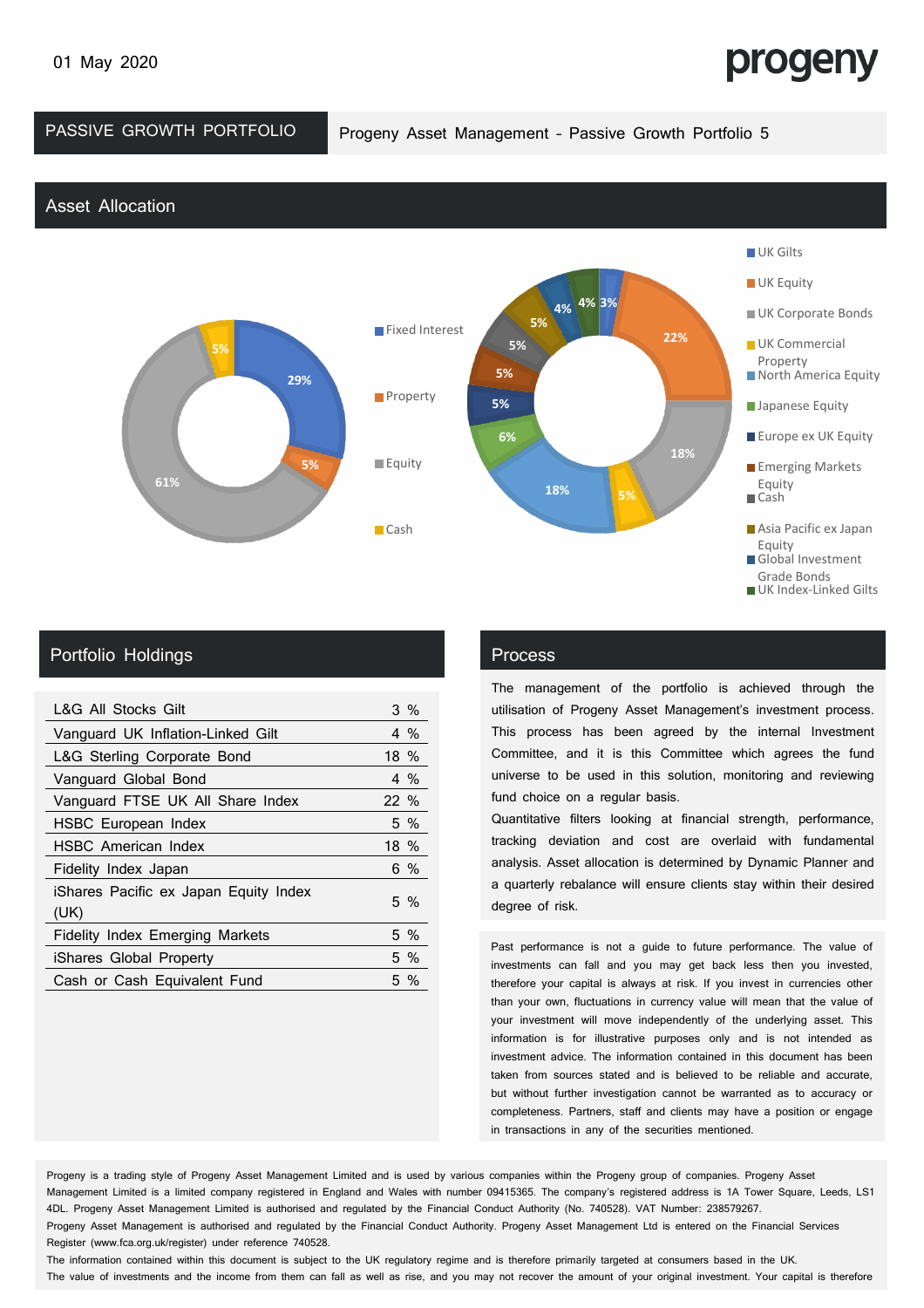01 May 2020

progeny

PASSIVE GROWTH PORTFOLIO

Progeny Asset Management - Passive Growth Portfolio 5

## Asset Allocation

5%
29%
5%
61%

Fixed Interest
Property
Equity
Cash

4%
3%
4%
5%
22%
5%
5%
5%
6%
18%
18%
5%

UK Gilts
UK Equity
UK Corporate Bonds
UK Commercial Property
North America Equity
Japanese Equity
Europe ex UK Equity
Emerging Markets Equity
Cash
Asia Pacific ex Japan Equity
Global Investment Grade Bonds
UK Index-Linked Gilts

## Portfolio Holdings

| | |
|---|---|
| L&G All Stocks Gilt | 3 % |
| Vanguard UK Inflation-Linked Gilt | 4 % |
| L&G Sterling Corporate Bond | 18 % |
| Vanguard Global Bond | 4 % |
| Vanguard FTSE UK All Share Index | 22 % |
| HSBC European Index | 5 % |
| HSBC American Index | 18 % |
| Fidelity Index Japan | 6 % |
| iShares Pacific ex Japan Equity Index (UK) | 5 % |
| Fidelity Index Emerging Markets | 5 % |
| iShares Global Property | 5 % |
| Cash or Cash Equivalent Fund | 5 % |

## Process

The management of the portfolio is achieved through the utilisation of Progeny Asset Management's investment process. This process has been agreed by the internal Investment Committee, and it is this Committee which agrees the fund universe to be used in this solution, monitoring and reviewing fund choice on a regular basis.

Quantitative filters looking at financial strength, performance, tracking deviation and cost are overlaid with fundamental analysis. Asset allocation is determined by Dynamic Planner and a quarterly rebalance will ensure clients stay within their desired degree of risk.

Past performance is not a guide to future performance. The value of investments can fall and you may get back less then you invested, therefore your capital is always at risk. If you invest in currencies other than your own, fluctuations in currency value will mean that the value of your investment will move independently of the underlying asset. This information is for illustrative purposes only and is not intended as investment advice. The information contained in this document has been taken from sources stated and is believed to be reliable and accurate, but without further investigation cannot be warranted as to accuracy or completeness. Partners, staff and clients may have a position or engage in transactions in any of the securities mentioned.

Progeny is a trading style of Progeny Asset Management Limited and is used by various companies within the Progeny group of companies. Progeny Asset Management Limited is a limited company registered in England and Wales with number 09415365. The company's registered address is 1A Tower Square, Leeds, LS1 4DL. Progeny Asset Management Limited is authorised and regulated by the Financial Conduct Authority (No. 740528). VAT Number: 238579267.

Progeny Asset Management is authorised and regulated by the Financial Conduct Authority. Progeny Asset Management Ltd is entered on the Financial Services Register (www.fca.org.uk/register) under reference 740528.

The information contained within this document is subject to the UK regulatory regime and is therefore primarily targeted at consumers based in the UK.

The value of investments and the income from them can fall as well as rise, and you may not recover the amount of your original investment. Your capital is therefore